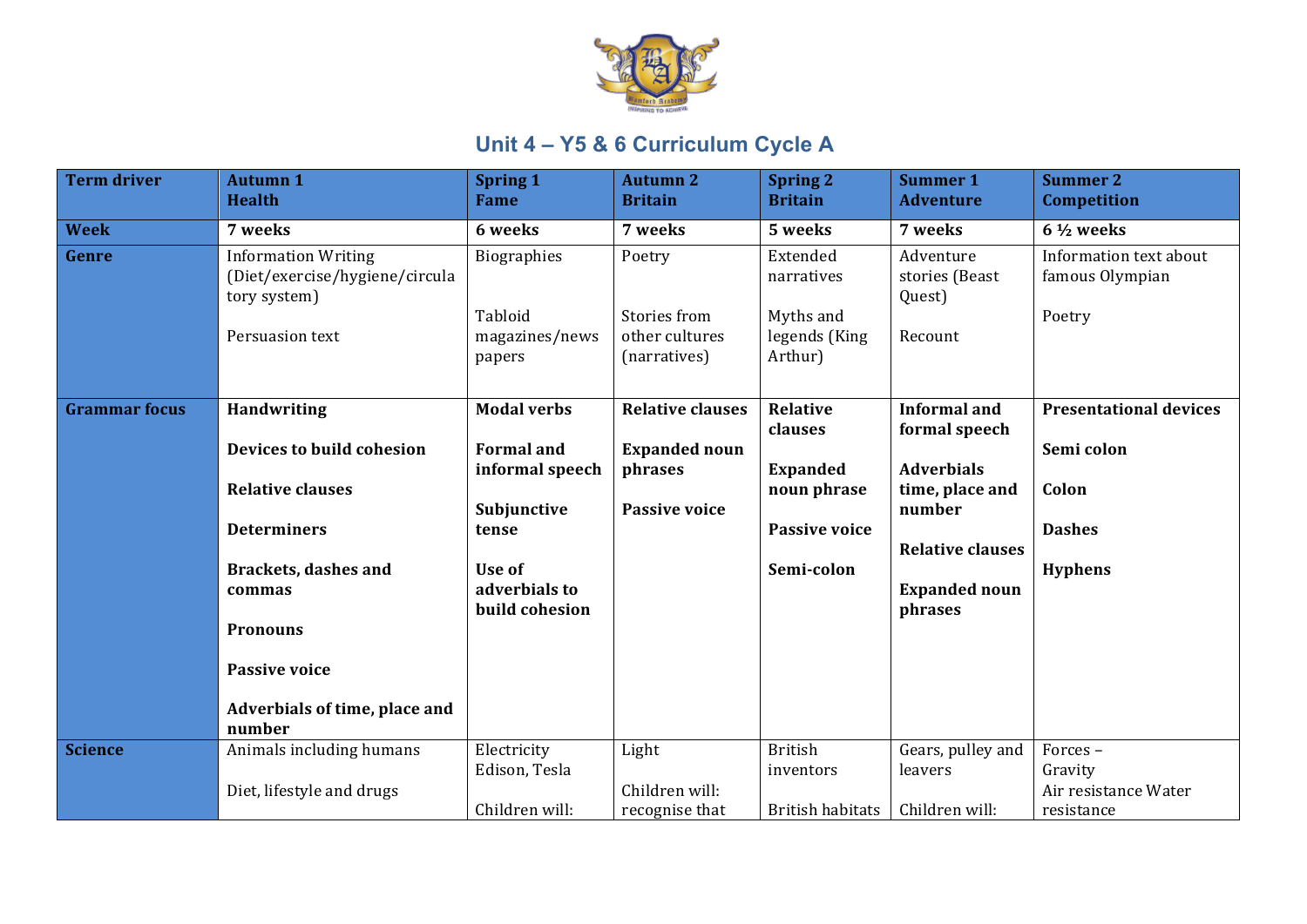# Unit 4 – Y5 & 6 Curriculum Cycle A

| Term driver | Autumn 1<br>Health | Spring 1<br>Fame | Autumn 2<br>Britain | Spring 2<br>Britain | Summer 1<br>Adventure | Summer 2<br>Competition |
|---|---|---|---|---|---|---|
| **Week** | **7 weeks** | **6 weeks** | **7 weeks** | **5 weeks** | **7 weeks** | **6 ½ weeks** |
| **Genre** | Information Writing (Diet/exercise/hygiene/circulatory system)<br><br>Persuasion text | Biographies<br><br>Tabloid magazines/newspapers | Poetry<br><br>Stories from other cultures (narratives) | Extended narratives<br><br>Myths and legends (King Arthur) | Adventure stories (Beast Quest)<br><br>Recount | Information text about famous Olympian<br><br>Poetry |
| **Grammar focus** | **Handwriting**<br><br>**Devices to build cohesion**<br><br>**Relative clauses**<br><br>**Determiners**<br><br>**Brackets, dashes and commas**<br><br>**Pronouns**<br><br>**Passive voice**<br><br>**Adverbials of time, place and number** | **Modal verbs**<br><br>**Formal and informal speech**<br><br>**Subjunctive tense**<br><br>**Use of adverbials to build cohesion** | **Relative clauses**<br><br>**Expanded noun phrases**<br><br>**Passive voice** | **Relative clauses**<br><br>**Expanded noun phrase**<br><br>**Passive voice**<br><br>**Semi-colon** | **Informal and formal speech**<br><br>**Adverbials time, place and number**<br><br>**Relative clauses**<br><br>**Expanded noun phrases** | **Presentational devices**<br><br>**Semi colon**<br><br>**Colon**<br><br>**Dashes**<br><br>**Hyphens** |
| **Science** | Animals including humans<br><br>Diet, lifestyle and drugs | Electricity<br>Edison, Tesla<br><br>Children will: | Light<br><br>Children will: recognise that | British inventors<br><br>British habitats | Gears, pulley and leavers<br><br>Children will: | Forces –<br>Gravity<br>Air resistance Water resistance |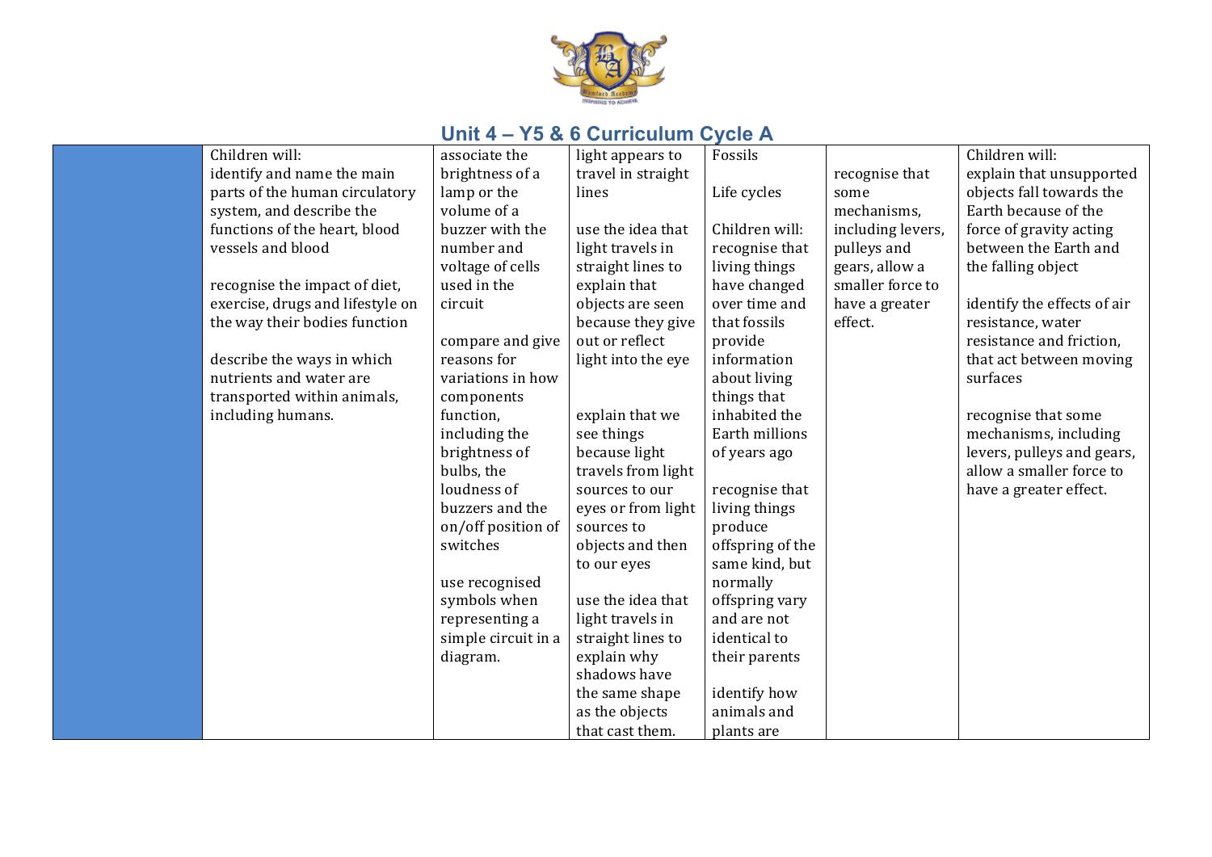## Unit 4 – Y5 & 6 Curriculum Cycle A

| | | | | | | |
|---|---|---|---|---|---|---|
| | Children will:<br>identify and name the main parts of the human circulatory system, and describe the functions of the heart, blood vessels and blood<br><br>recognise the impact of diet, exercise, drugs and lifestyle on the way their bodies function<br><br>describe the ways in which nutrients and water are transported within animals, including humans. | associate the brightness of a lamp or the volume of a buzzer with the number and voltage of cells used in the circuit<br><br>compare and give reasons for variations in how components function, including the brightness of bulbs, the loudness of buzzers and the on/off position of switches<br><br>use recognised symbols when representing a simple circuit in a diagram. | light appears to travel in straight lines<br><br>use the idea that light travels in straight lines to explain that objects are seen because they give out or reflect light into the eye<br><br>explain that we see things because light travels from light sources to our eyes or from light sources to objects and then to our eyes<br><br>use the idea that light travels in straight lines to explain why shadows have the same shape as the objects that cast them. | Fossils<br><br>Life cycles<br><br>Children will:<br>recognise that living things have changed over time and that fossils provide information about living things that inhabited the Earth millions of years ago<br><br>recognise that living things produce offspring of the same kind, but normally offspring vary and are not identical to their parents<br><br>identify how animals and plants are | recognise that some mechanisms, including levers, pulleys and gears, allow a smaller force to have a greater effect. | Children will:<br>explain that unsupported objects fall towards the Earth because of the force of gravity acting between the Earth and the falling object<br><br>identify the effects of air resistance, water resistance and friction, that act between moving surfaces<br><br>recognise that some mechanisms, including levers, pulleys and gears, allow a smaller force to have a greater effect. |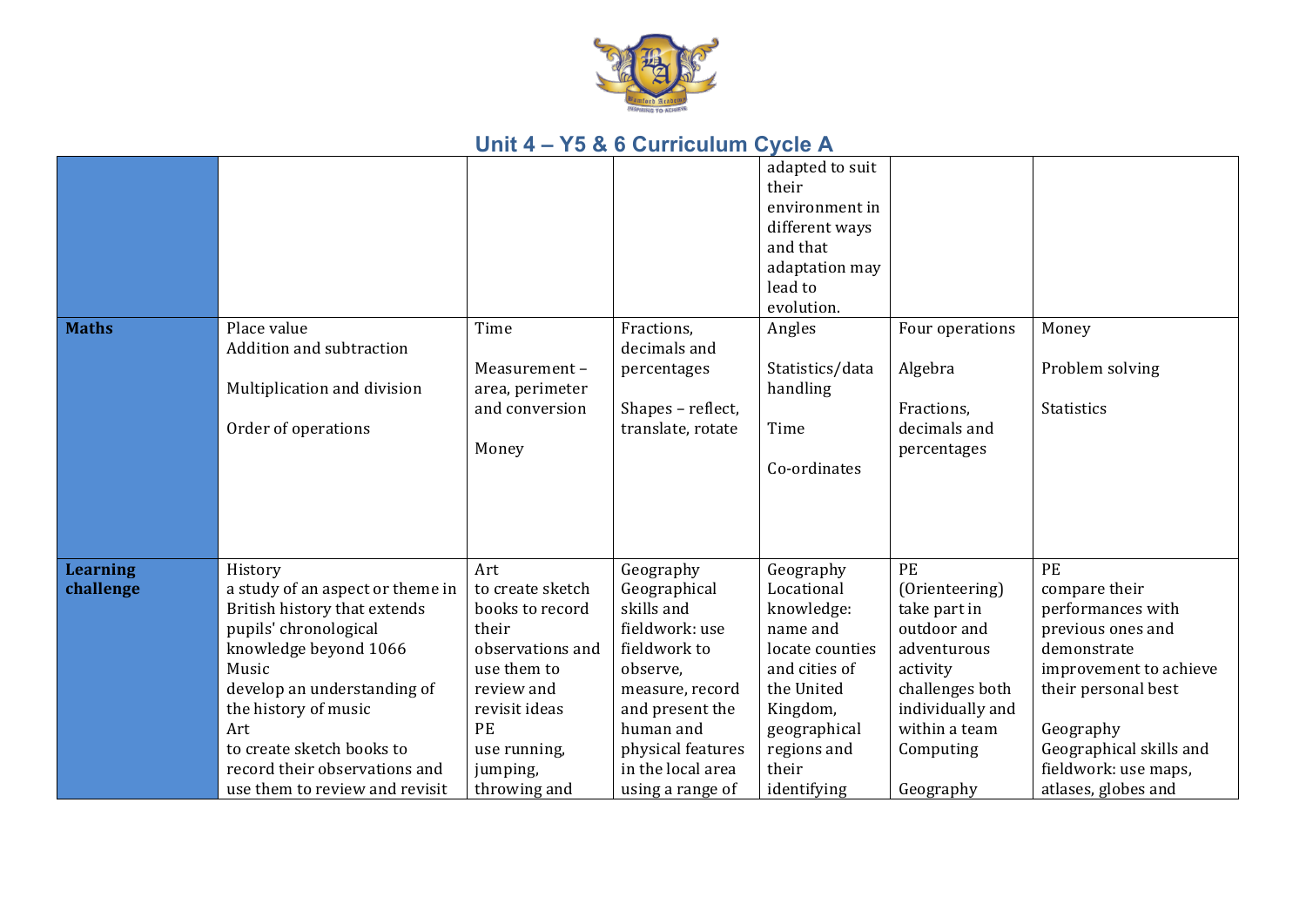## Unit 4 – Y5 & 6 Curriculum Cycle A

| | | | | | | |
|---|---|---|---|---|---|---|
| | | | | adapted to suit their environment in different ways and that adaptation may lead to evolution. | | |
| **Maths** | Place value<br>Addition and subtraction<br><br>Multiplication and division<br><br>Order of operations | Time<br><br>Measurement – area, perimeter and conversion<br><br>Money | Fractions, decimals and percentages<br><br>Shapes – reflect, translate, rotate | Angles<br><br>Statistics/data handling<br><br>Time<br><br>Co-ordinates | Four operations<br><br>Algebra<br><br>Fractions, decimals and percentages | Money<br><br>Problem solving<br><br>Statistics |
| **Learning challenge** | History<br>a study of an aspect or theme in British history that extends pupils' chronological knowledge beyond 1066<br>Music<br>develop an understanding of the history of music<br>Art<br>to create sketch books to record their observations and use them to review and revisit | Art<br>to create sketch books to record their observations and use them to review and revisit ideas<br>PE<br>use running, jumping, throwing and | Geography<br>Geographical skills and fieldwork: use fieldwork to observe, measure, record and present the human and physical features in the local area using a range of | Geography<br>Locational knowledge: name and locate counties and cities of the United Kingdom, geographical regions and their identifying | PE<br>(Orienteering)<br>take part in outdoor and adventurous activity challenges both individually and within a team<br>Computing<br><br>Geography | PE<br>compare their performances with previous ones and demonstrate improvement to achieve their personal best<br><br>Geography<br>Geographical skills and fieldwork: use maps, atlases, globes and |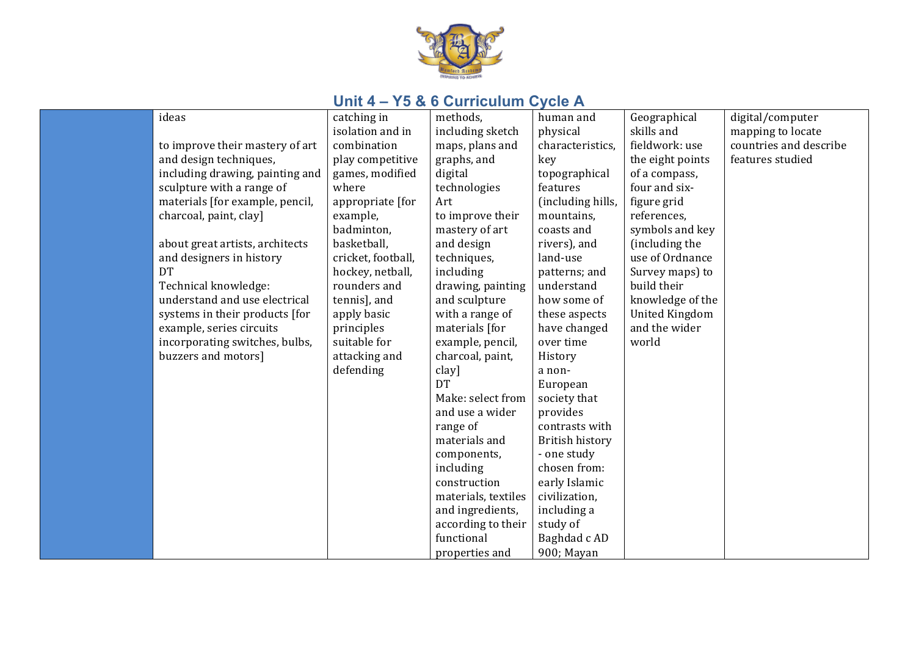## Unit 4 – Y5 & 6 Curriculum Cycle A

| | | | | | | |
|---|---|---|---|---|---|---|
| | ideas<br><br>to improve their mastery of art and design techniques, including drawing, painting and sculpture with a range of materials [for example, pencil, charcoal, paint, clay]<br><br>about great artists, architects and designers in history<br>DT<br>Technical knowledge: understand and use electrical systems in their products [for example, series circuits incorporating switches, bulbs, buzzers and motors] | catching in isolation and in combination play competitive games, modified where appropriate [for example, badminton, basketball, cricket, football, hockey, netball, rounders and tennis], and apply basic principles suitable for attacking and defending | methods, including sketch maps, plans and graphs, and digital technologies<br>Art<br>to improve their mastery of art and design techniques, including drawing, painting and sculpture with a range of materials [for example, pencil, charcoal, paint, clay]<br>DT<br>Make: select from and use a wider range of materials and components, including construction materials, textiles and ingredients, according to their functional properties and | human and physical characteristics, key topographical features (including hills, mountains, coasts and rivers), and land-use patterns; and understand how some of these aspects have changed over time<br>History<br>a non-European society that provides contrasts with British history - one study chosen from: early Islamic civilization, including a study of Baghdad c AD 900; Mayan | Geographical skills and fieldwork: use the eight points of a compass, four and six-figure grid references, symbols and key (including the use of Ordnance Survey maps) to build their knowledge of the United Kingdom and the wider world | digital/computer mapping to locate countries and describe features studied |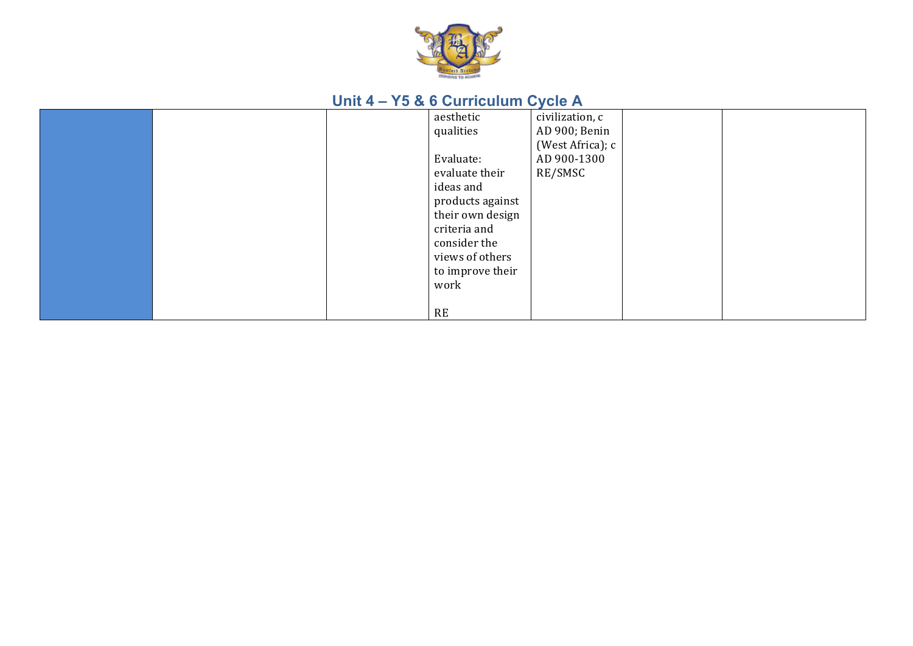## Unit 4 – Y5 & 6 Curriculum Cycle A

| | | | | | | |
|---|---|---|---|---|---|---|
| | | | aesthetic qualities<br><br>Evaluate: evaluate their ideas and products against their own design criteria and consider the views of others to improve their work<br><br>RE | civilization, c AD 900; Benin (West Africa); c AD 900-1300 RE/SMSC | | |